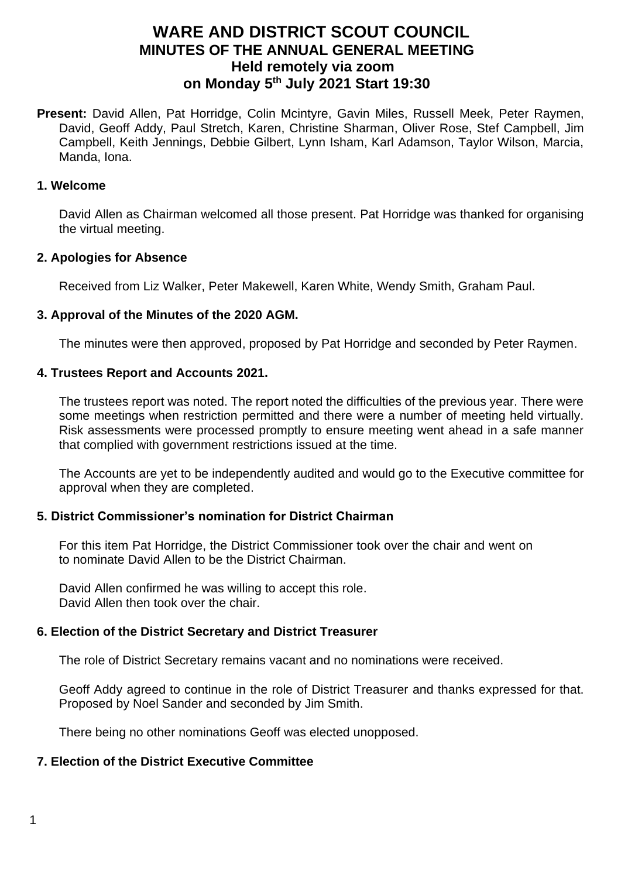# WARE AND DISTRICT SCOUT COUNCIL
## MINUTES OF THE ANNUAL GENERAL MEETING
## Held remotely via zoom
## on Monday 5th July 2021 Start 19:30

**Present:** David Allen, Pat Horridge, Colin Mcintyre, Gavin Miles, Russell Meek, Peter Raymen, David, Geoff Addy, Paul Stretch, Karen, Christine Sharman, Oliver Rose, Stef Campbell, Jim Campbell, Keith Jennings, Debbie Gilbert, Lynn Isham, Karl Adamson, Taylor Wilson, Marcia, Manda, Iona.

### 1. Welcome

David Allen as Chairman welcomed all those present. Pat Horridge was thanked for organising the virtual meeting.

### 2. Apologies for Absence

Received from Liz Walker, Peter Makewell, Karen White, Wendy Smith, Graham Paul.

### 3. Approval of the Minutes of the 2020 AGM.

The minutes were then approved, proposed by Pat Horridge and seconded by Peter Raymen.

### 4. Trustees Report and Accounts 2021.

The trustees report was noted. The report noted the difficulties of the previous year. There were some meetings when restriction permitted and there were a number of meeting held virtually. Risk assessments were processed promptly to ensure meeting went ahead in a safe manner that complied with government restrictions issued at the time.

The Accounts are yet to be independently audited and would go to the Executive committee for approval when they are completed.

### 5. District Commissioner's nomination for District Chairman

For this item Pat Horridge, the District Commissioner took over the chair and went on to nominate David Allen to be the District Chairman.

David Allen confirmed he was willing to accept this role.
David Allen then took over the chair.

### 6. Election of the District Secretary and District Treasurer

The role of District Secretary remains vacant and no nominations were received.

Geoff Addy agreed to continue in the role of District Treasurer and thanks expressed for that. Proposed by Noel Sander and seconded by Jim Smith.

There being no other nominations Geoff was elected unopposed.

### 7. Election of the District Executive Committee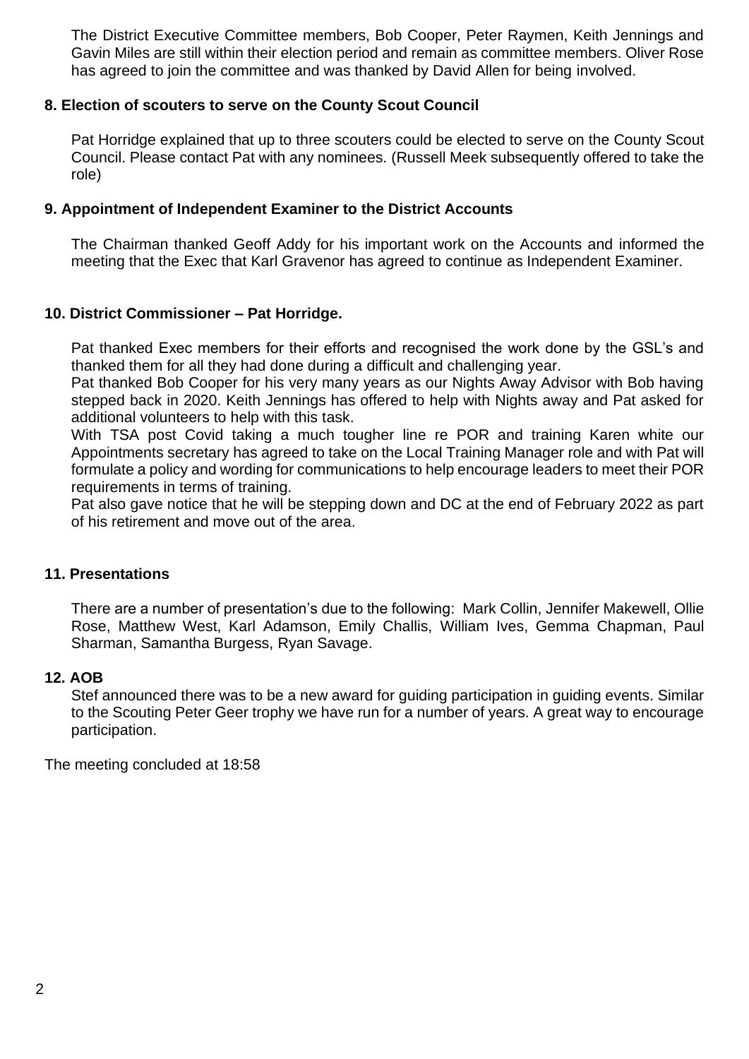The District Executive Committee members, Bob Cooper, Peter Raymen, Keith Jennings and Gavin Miles are still within their election period and remain as committee members. Oliver Rose has agreed to join the committee and was thanked by David Allen for being involved.

**8. Election of scouters to serve on the County Scout Council**

Pat Horridge explained that up to three scouters could be elected to serve on the County Scout Council. Please contact Pat with any nominees. (Russell Meek subsequently offered to take the role)

**9. Appointment of Independent Examiner to the District Accounts**

The Chairman thanked Geoff Addy for his important work on the Accounts and informed the meeting that the Exec that Karl Gravenor has agreed to continue as Independent Examiner.

**10. District Commissioner – Pat Horridge.**

Pat thanked Exec members for their efforts and recognised the work done by the GSL's and thanked them for all they had done during a difficult and challenging year.
Pat thanked Bob Cooper for his very many years as our Nights Away Advisor with Bob having stepped back in 2020. Keith Jennings has offered to help with Nights away and Pat asked for additional volunteers to help with this task.
With TSA post Covid taking a much tougher line re POR and training Karen white our Appointments secretary has agreed to take on the Local Training Manager role and with Pat will formulate a policy and wording for communications to help encourage leaders to meet their POR requirements in terms of training.
Pat also gave notice that he will be stepping down and DC at the end of February 2022 as part of his retirement and move out of the area.

**11. Presentations**

There are a number of presentation's due to the following: Mark Collin, Jennifer Makewell, Ollie Rose, Matthew West, Karl Adamson, Emily Challis, William Ives, Gemma Chapman, Paul Sharman, Samantha Burgess, Ryan Savage.

**12. AOB**

Stef announced there was to be a new award for guiding participation in guiding events. Similar to the Scouting Peter Geer trophy we have run for a number of years. A great way to encourage participation.

The meeting concluded at 18:58